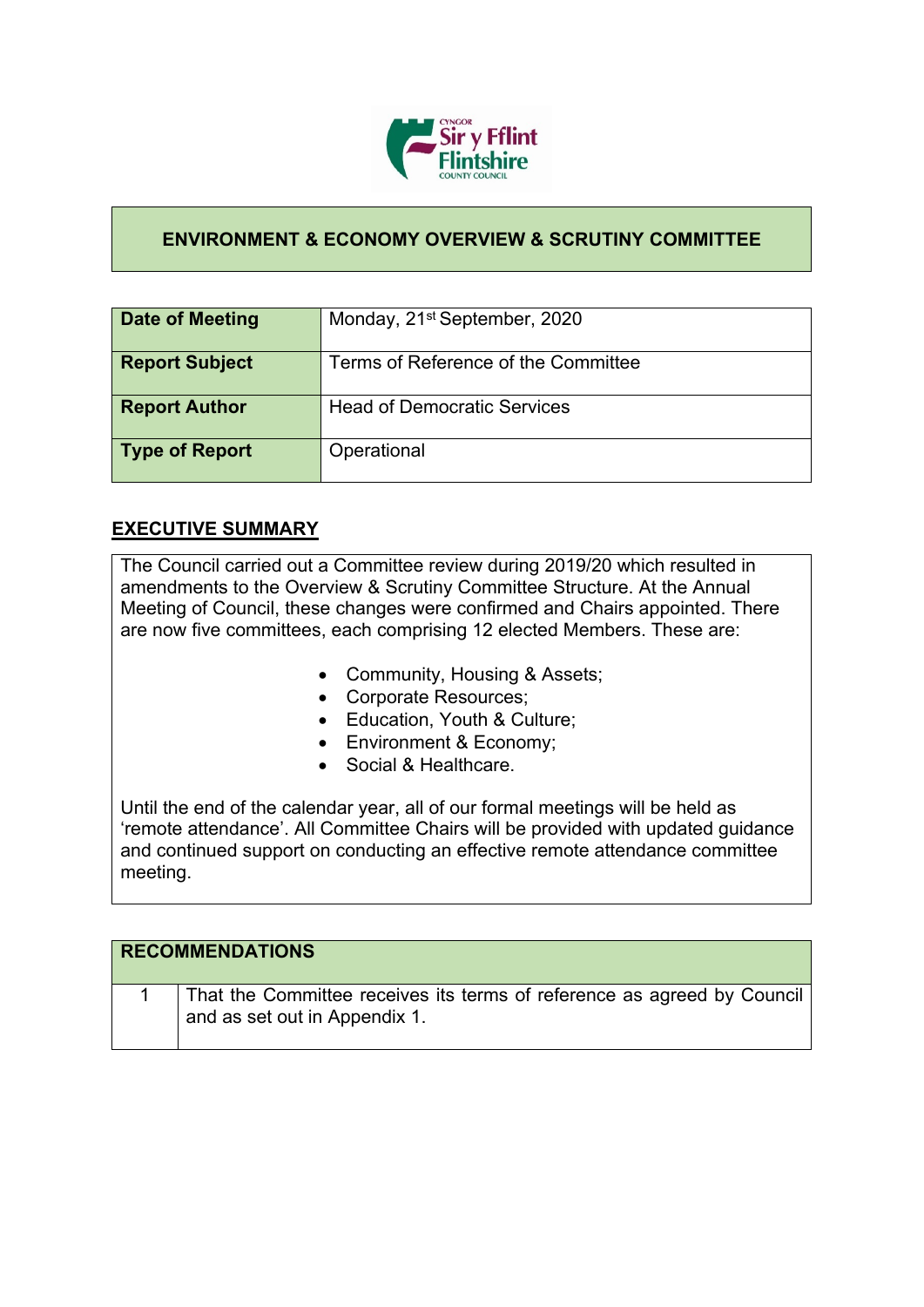# ENVIRONMENT & ECONOMY OVERVIEW & SCRUTINY COMMITTEE

| | |
|---|---|
| **Date of Meeting** | Monday, 21st September, 2020 |
| **Report Subject** | Terms of Reference of the Committee |
| **Report Author** | Head of Democratic Services |
| **Type of Report** | Operational |

## EXECUTIVE SUMMARY

The Council carried out a Committee review during 2019/20 which resulted in amendments to the Overview & Scrutiny Committee Structure. At the Annual Meeting of Council, these changes were confirmed and Chairs appointed. There are now five committees, each comprising 12 elected Members. These are:

- Community, Housing & Assets;
- Corporate Resources;
- Education, Youth & Culture;
- Environment & Economy;
- Social & Healthcare.

Until the end of the calendar year, all of our formal meetings will be held as 'remote attendance'. All Committee Chairs will be provided with updated guidance and continued support on conducting an effective remote attendance committee meeting.

| **RECOMMENDATIONS** | |
|---|---|
| 1 | That the Committee receives its terms of reference as agreed by Council and as set out in Appendix 1. |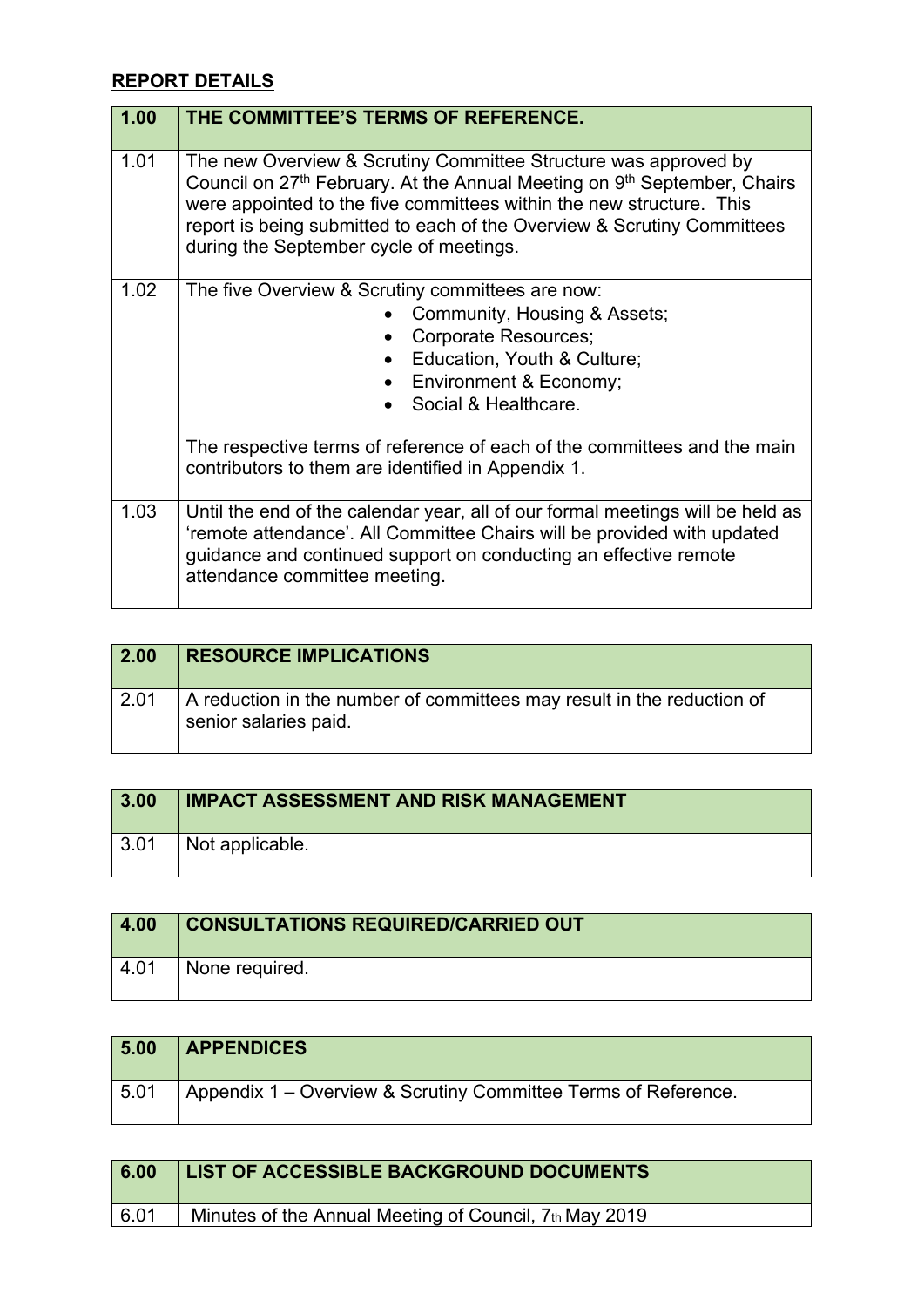## REPORT DETAILS

| 1.00 | THE COMMITTEE'S TERMS OF REFERENCE. |
|---|---|
| 1.01 | The new Overview & Scrutiny Committee Structure was approved by Council on 27th February. At the Annual Meeting on 9th September, Chairs were appointed to the five committees within the new structure. This report is being submitted to each of the Overview & Scrutiny Committees during the September cycle of meetings. |
| 1.02 | The five Overview & Scrutiny committees are now:<br>• Community, Housing & Assets;<br>• Corporate Resources;<br>• Education, Youth & Culture;<br>• Environment & Economy;<br>• Social & Healthcare.<br><br>The respective terms of reference of each of the committees and the main contributors to them are identified in Appendix 1. |
| 1.03 | Until the end of the calendar year, all of our formal meetings will be held as 'remote attendance'. All Committee Chairs will be provided with updated guidance and continued support on conducting an effective remote attendance committee meeting. |

| 2.00 | RESOURCE IMPLICATIONS |
|---|---|
| 2.01 | A reduction in the number of committees may result in the reduction of senior salaries paid. |

| 3.00 | IMPACT ASSESSMENT AND RISK MANAGEMENT |
|---|---|
| 3.01 | Not applicable. |

| 4.00 | CONSULTATIONS REQUIRED/CARRIED OUT |
|---|---|
| 4.01 | None required. |

| 5.00 | APPENDICES |
|---|---|
| 5.01 | Appendix 1 – Overview & Scrutiny Committee Terms of Reference. |

| 6.00 | LIST OF ACCESSIBLE BACKGROUND DOCUMENTS |
|---|---|
| 6.01 | Minutes of the Annual Meeting of Council, 7th May 2019 |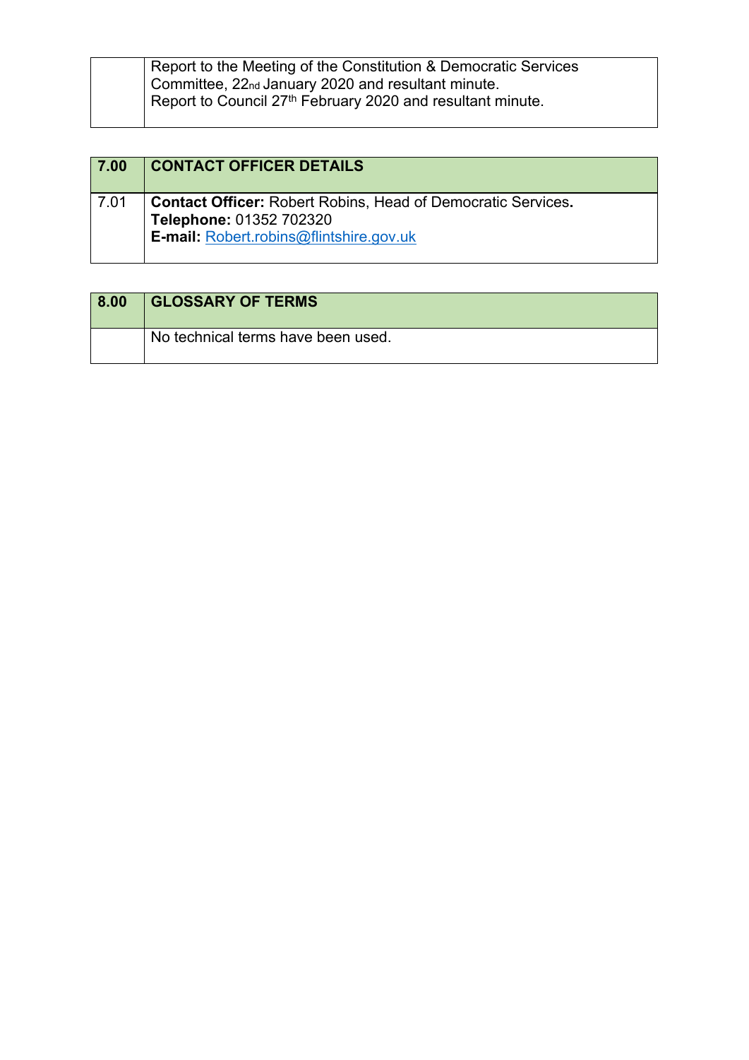| | |
|---|---|
| | Report to the Meeting of the Constitution & Democratic Services Committee, 22nd January 2020 and resultant minute.<br>Report to Council 27th February 2020 and resultant minute. |

| **7.00** | **CONTACT OFFICER DETAILS** |
|---|---|
| 7.01 | **Contact Officer:** Robert Robins, Head of Democratic Services**.**<br>**Telephone:** 01352 702320<br>**E-mail:** Robert.robins@flintshire.gov.uk |

| **8.00** | **GLOSSARY OF TERMS** |
|---|---|
| | No technical terms have been used. |